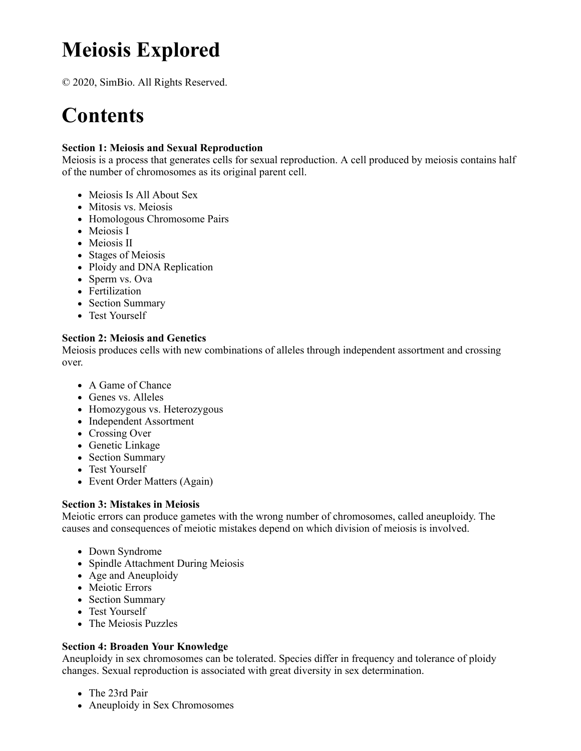# Meiosis Explored

© 2020, SimBio. All Rights Reserved.

# Contents

**Section 1: Meiosis and Sexual Reproduction**
Meiosis is a process that generates cells for sexual reproduction. A cell produced by meiosis contains half of the number of chromosomes as its original parent cell.

- Meiosis Is All About Sex
- Mitosis vs. Meiosis
- Homologous Chromosome Pairs
- Meiosis I
- Meiosis II
- Stages of Meiosis
- Ploidy and DNA Replication
- Sperm vs. Ova
- Fertilization
- Section Summary
- Test Yourself

**Section 2: Meiosis and Genetics**
Meiosis produces cells with new combinations of alleles through independent assortment and crossing over.

- A Game of Chance
- Genes vs. Alleles
- Homozygous vs. Heterozygous
- Independent Assortment
- Crossing Over
- Genetic Linkage
- Section Summary
- Test Yourself
- Event Order Matters (Again)

**Section 3: Mistakes in Meiosis**
Meiotic errors can produce gametes with the wrong number of chromosomes, called aneuploidy. The causes and consequences of meiotic mistakes depend on which division of meiosis is involved.

- Down Syndrome
- Spindle Attachment During Meiosis
- Age and Aneuploidy
- Meiotic Errors
- Section Summary
- Test Yourself
- The Meiosis Puzzles

**Section 4: Broaden Your Knowledge**
Aneuploidy in sex chromosomes can be tolerated. Species differ in frequency and tolerance of ploidy changes. Sexual reproduction is associated with great diversity in sex determination.

- The 23rd Pair
- Aneuploidy in Sex Chromosomes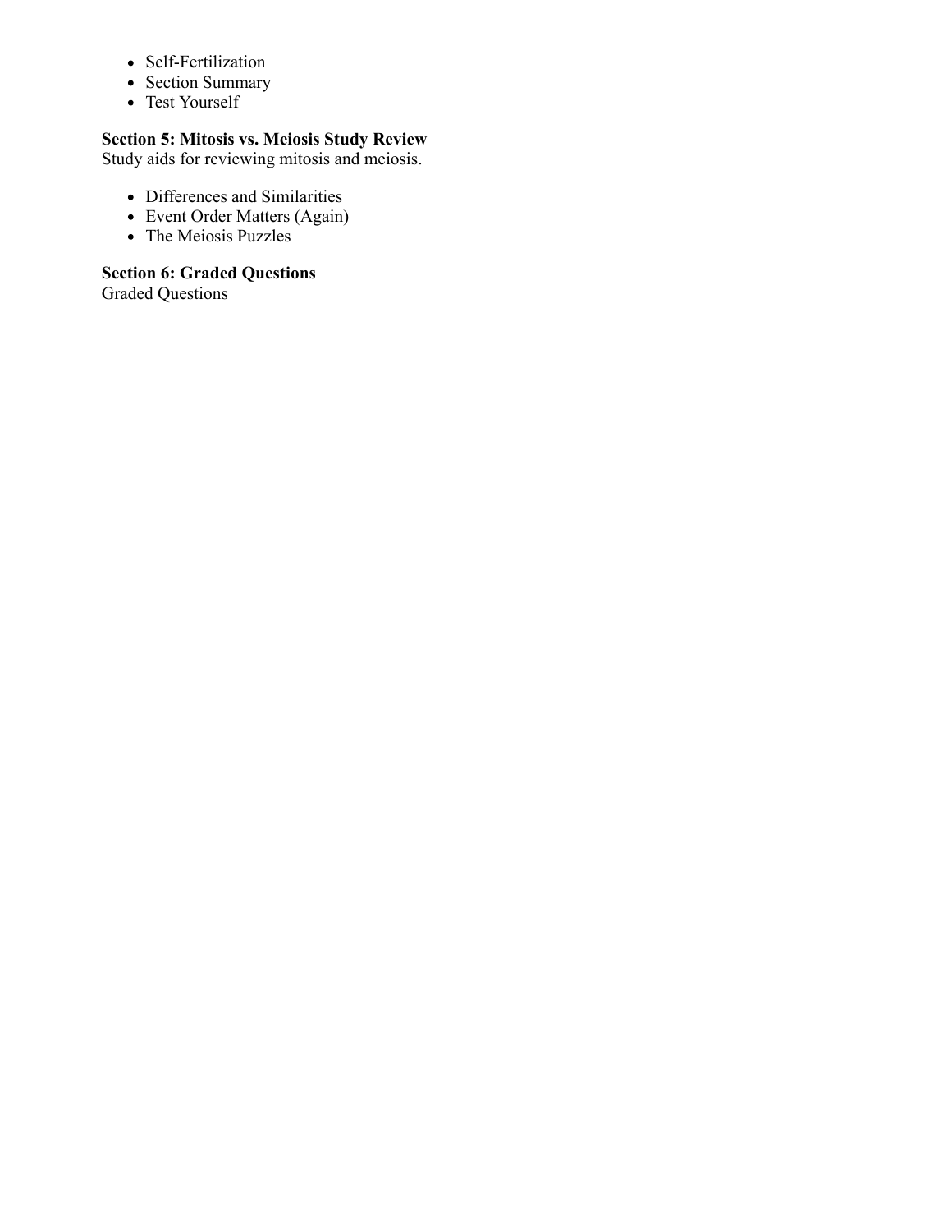- Self-Fertilization
- Section Summary
- Test Yourself

**Section 5: Mitosis vs. Meiosis Study Review**
Study aids for reviewing mitosis and meiosis.

- Differences and Similarities
- Event Order Matters (Again)
- The Meiosis Puzzles

**Section 6: Graded Questions**
Graded Questions